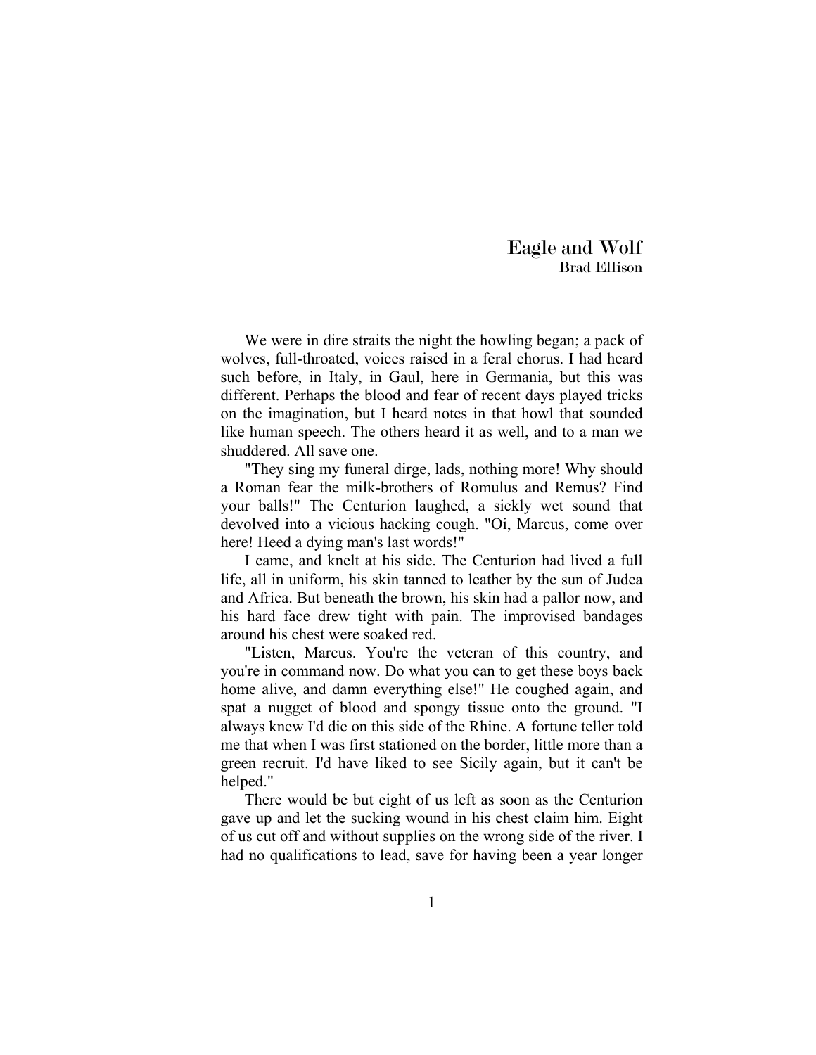# Eagle and Wolf

**Brad Ellison**

We were in dire straits the night the howling began; a pack of wolves, full-throated, voices raised in a feral chorus. I had heard such before, in Italy, in Gaul, here in Germania, but this was different. Perhaps the blood and fear of recent days played tricks on the imagination, but I heard notes in that howl that sounded like human speech. The others heard it as well, and to a man we shuddered. All save one.

"They sing my funeral dirge, lads, nothing more! Why should a Roman fear the milk-brothers of Romulus and Remus? Find your balls!" The Centurion laughed, a sickly wet sound that devolved into a vicious hacking cough. "Oi, Marcus, come over here! Heed a dying man's last words!"

I came, and knelt at his side. The Centurion had lived a full life, all in uniform, his skin tanned to leather by the sun of Judea and Africa. But beneath the brown, his skin had a pallor now, and his hard face drew tight with pain. The improvised bandages around his chest were soaked red.

"Listen, Marcus. You're the veteran of this country, and you're in command now. Do what you can to get these boys back home alive, and damn everything else!" He coughed again, and spat a nugget of blood and spongy tissue onto the ground. "I always knew I'd die on this side of the Rhine. A fortune teller told me that when I was first stationed on the border, little more than a green recruit. I'd have liked to see Sicily again, but it can't be helped."

There would be but eight of us left as soon as the Centurion gave up and let the sucking wound in his chest claim him. Eight of us cut off and without supplies on the wrong side of the river. I had no qualifications to lead, save for having been a year longer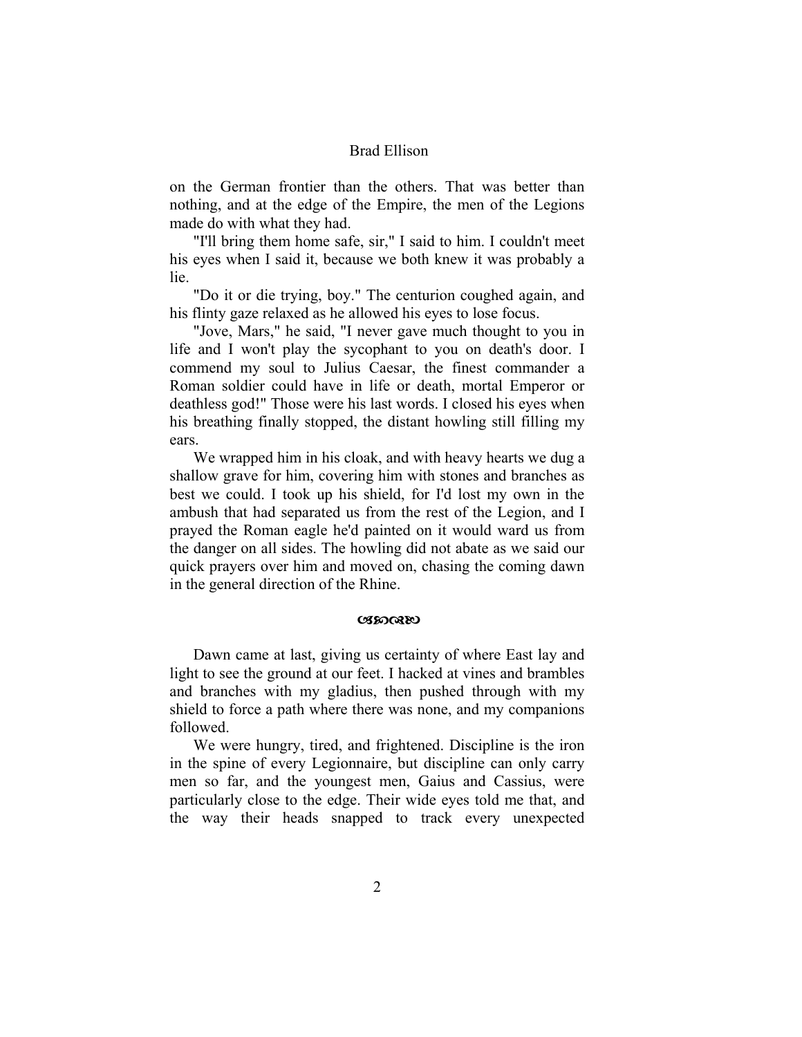on the German frontier than the others. That was better than nothing, and at the edge of the Empire, the men of the Legions made do with what they had.

"I'll bring them home safe, sir," I said to him. I couldn't meet his eyes when I said it, because we both knew it was probably a lie.

"Do it or die trying, boy." The centurion coughed again, and his flinty gaze relaxed as he allowed his eyes to lose focus.

"Jove, Mars," he said, "I never gave much thought to you in life and I won't play the sycophant to you on death's door. I commend my soul to Julius Caesar, the finest commander a Roman soldier could have in life or death, mortal Emperor or deathless god!" Those were his last words. I closed his eyes when his breathing finally stopped, the distant howling still filling my ears.

We wrapped him in his cloak, and with heavy hearts we dug a shallow grave for him, covering him with stones and branches as best we could. I took up his shield, for I'd lost my own in the ambush that had separated us from the rest of the Legion, and I prayed the Roman eagle he'd painted on it would ward us from the danger on all sides. The howling did not abate as we said our quick prayers over him and moved on, chasing the coming dawn in the general direction of the Rhine.

Dawn came at last, giving us certainty of where East lay and light to see the ground at our feet. I hacked at vines and brambles and branches with my gladius, then pushed through with my shield to force a path where there was none, and my companions followed.

We were hungry, tired, and frightened. Discipline is the iron in the spine of every Legionnaire, but discipline can only carry men so far, and the youngest men, Gaius and Cassius, were particularly close to the edge. Their wide eyes told me that, and the way their heads snapped to track every unexpected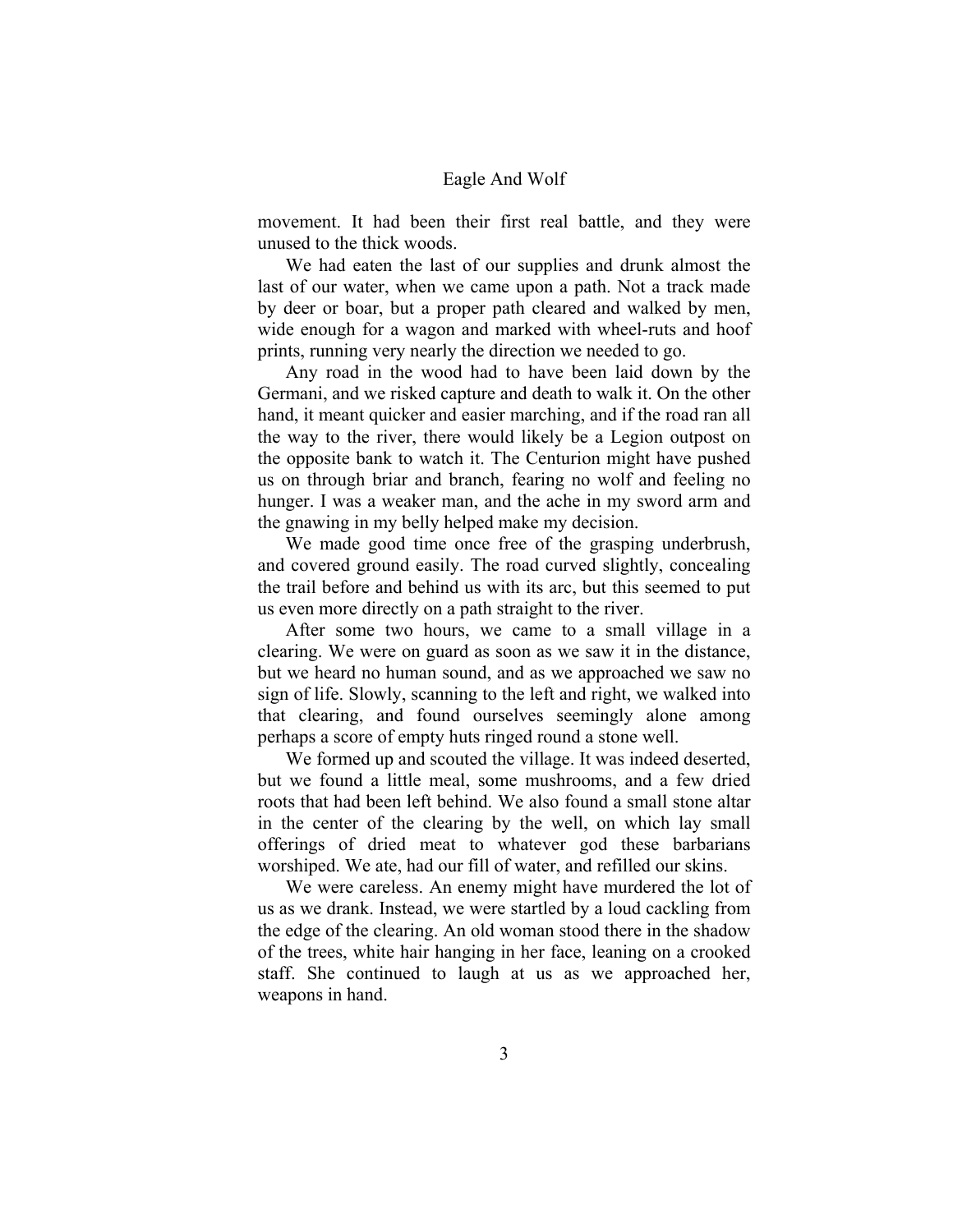movement. It had been their first real battle, and they were unused to the thick woods.

We had eaten the last of our supplies and drunk almost the last of our water, when we came upon a path. Not a track made by deer or boar, but a proper path cleared and walked by men, wide enough for a wagon and marked with wheel-ruts and hoof prints, running very nearly the direction we needed to go.

Any road in the wood had to have been laid down by the Germani, and we risked capture and death to walk it. On the other hand, it meant quicker and easier marching, and if the road ran all the way to the river, there would likely be a Legion outpost on the opposite bank to watch it. The Centurion might have pushed us on through briar and branch, fearing no wolf and feeling no hunger. I was a weaker man, and the ache in my sword arm and the gnawing in my belly helped make my decision.

We made good time once free of the grasping underbrush, and covered ground easily. The road curved slightly, concealing the trail before and behind us with its arc, but this seemed to put us even more directly on a path straight to the river.

After some two hours, we came to a small village in a clearing. We were on guard as soon as we saw it in the distance, but we heard no human sound, and as we approached we saw no sign of life. Slowly, scanning to the left and right, we walked into that clearing, and found ourselves seemingly alone among perhaps a score of empty huts ringed round a stone well.

We formed up and scouted the village. It was indeed deserted, but we found a little meal, some mushrooms, and a few dried roots that had been left behind. We also found a small stone altar in the center of the clearing by the well, on which lay small offerings of dried meat to whatever god these barbarians worshiped. We ate, had our fill of water, and refilled our skins.

We were careless. An enemy might have murdered the lot of us as we drank. Instead, we were startled by a loud cackling from the edge of the clearing. An old woman stood there in the shadow of the trees, white hair hanging in her face, leaning on a crooked staff. She continued to laugh at us as we approached her, weapons in hand.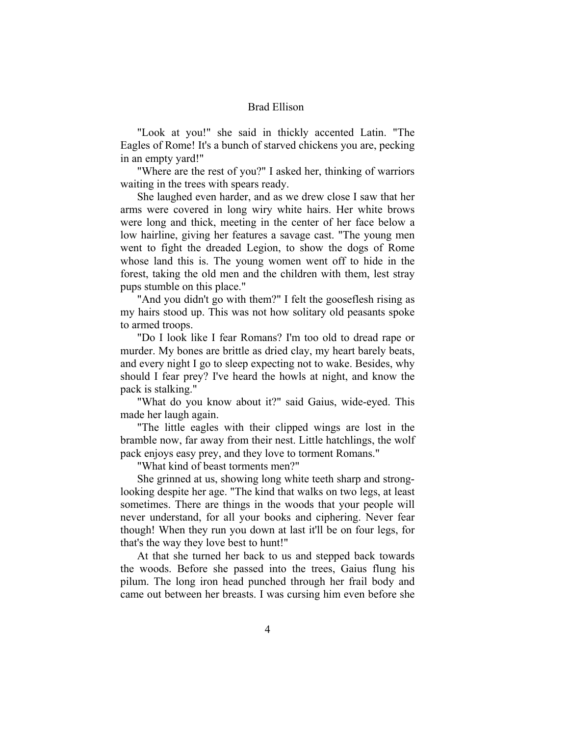"Look at you!" she said in thickly accented Latin. "The Eagles of Rome! It's a bunch of starved chickens you are, pecking in an empty yard!"

"Where are the rest of you?" I asked her, thinking of warriors waiting in the trees with spears ready.

She laughed even harder, and as we drew close I saw that her arms were covered in long wiry white hairs. Her white brows were long and thick, meeting in the center of her face below a low hairline, giving her features a savage cast. "The young men went to fight the dreaded Legion, to show the dogs of Rome whose land this is. The young women went off to hide in the forest, taking the old men and the children with them, lest stray pups stumble on this place."

"And you didn't go with them?" I felt the gooseflesh rising as my hairs stood up. This was not how solitary old peasants spoke to armed troops.

"Do I look like I fear Romans? I'm too old to dread rape or murder. My bones are brittle as dried clay, my heart barely beats, and every night I go to sleep expecting not to wake. Besides, why should I fear prey? I've heard the howls at night, and know the pack is stalking."

"What do you know about it?" said Gaius, wide-eyed. This made her laugh again.

"The little eagles with their clipped wings are lost in the bramble now, far away from their nest. Little hatchlings, the wolf pack enjoys easy prey, and they love to torment Romans."

"What kind of beast torments men?"

She grinned at us, showing long white teeth sharp and strong-looking despite her age. "The kind that walks on two legs, at least sometimes. There are things in the woods that your people will never understand, for all your books and ciphering. Never fear though! When they run you down at last it'll be on four legs, for that's the way they love best to hunt!"

At that she turned her back to us and stepped back towards the woods. Before she passed into the trees, Gaius flung his pilum. The long iron head punched through her frail body and came out between her breasts. I was cursing him even before she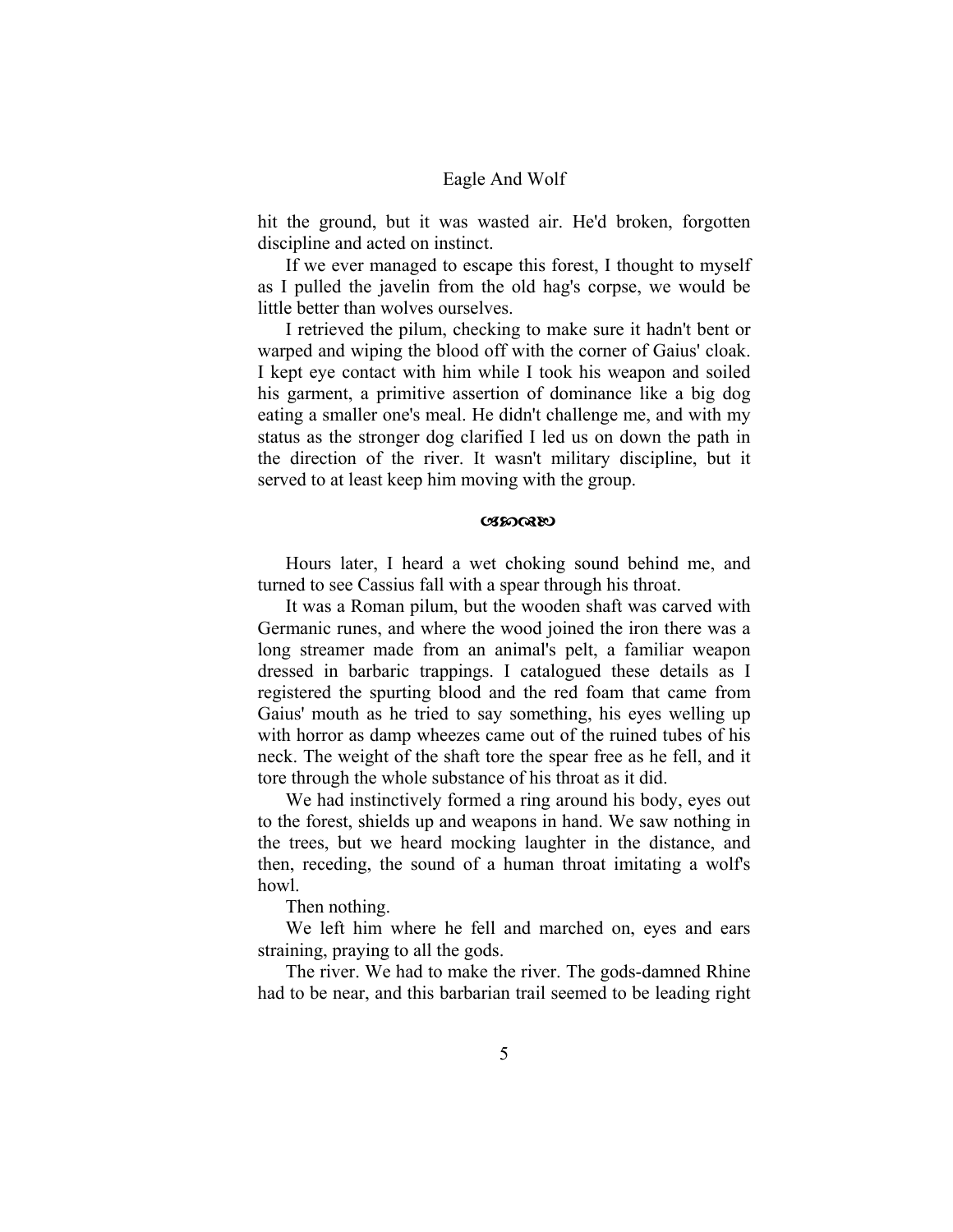hit the ground, but it was wasted air. He'd broken, forgotten discipline and acted on instinct.

If we ever managed to escape this forest, I thought to myself as I pulled the javelin from the old hag's corpse, we would be little better than wolves ourselves.

I retrieved the pilum, checking to make sure it hadn't bent or warped and wiping the blood off with the corner of Gaius' cloak. I kept eye contact with him while I took his weapon and soiled his garment, a primitive assertion of dominance like a big dog eating a smaller one's meal. He didn't challenge me, and with my status as the stronger dog clarified I led us on down the path in the direction of the river. It wasn't military discipline, but it served to at least keep him moving with the group.

଄

Hours later, I heard a wet choking sound behind me, and turned to see Cassius fall with a spear through his throat.

It was a Roman pilum, but the wooden shaft was carved with Germanic runes, and where the wood joined the iron there was a long streamer made from an animal's pelt, a familiar weapon dressed in barbaric trappings. I catalogued these details as I registered the spurting blood and the red foam that came from Gaius' mouth as he tried to say something, his eyes welling up with horror as damp wheezes came out of the ruined tubes of his neck. The weight of the shaft tore the spear free as he fell, and it tore through the whole substance of his throat as it did.

We had instinctively formed a ring around his body, eyes out to the forest, shields up and weapons in hand. We saw nothing in the trees, but we heard mocking laughter in the distance, and then, receding, the sound of a human throat imitating a wolf's howl.

Then nothing.

We left him where he fell and marched on, eyes and ears straining, praying to all the gods.

The river. We had to make the river. The gods-damned Rhine had to be near, and this barbarian trail seemed to be leading right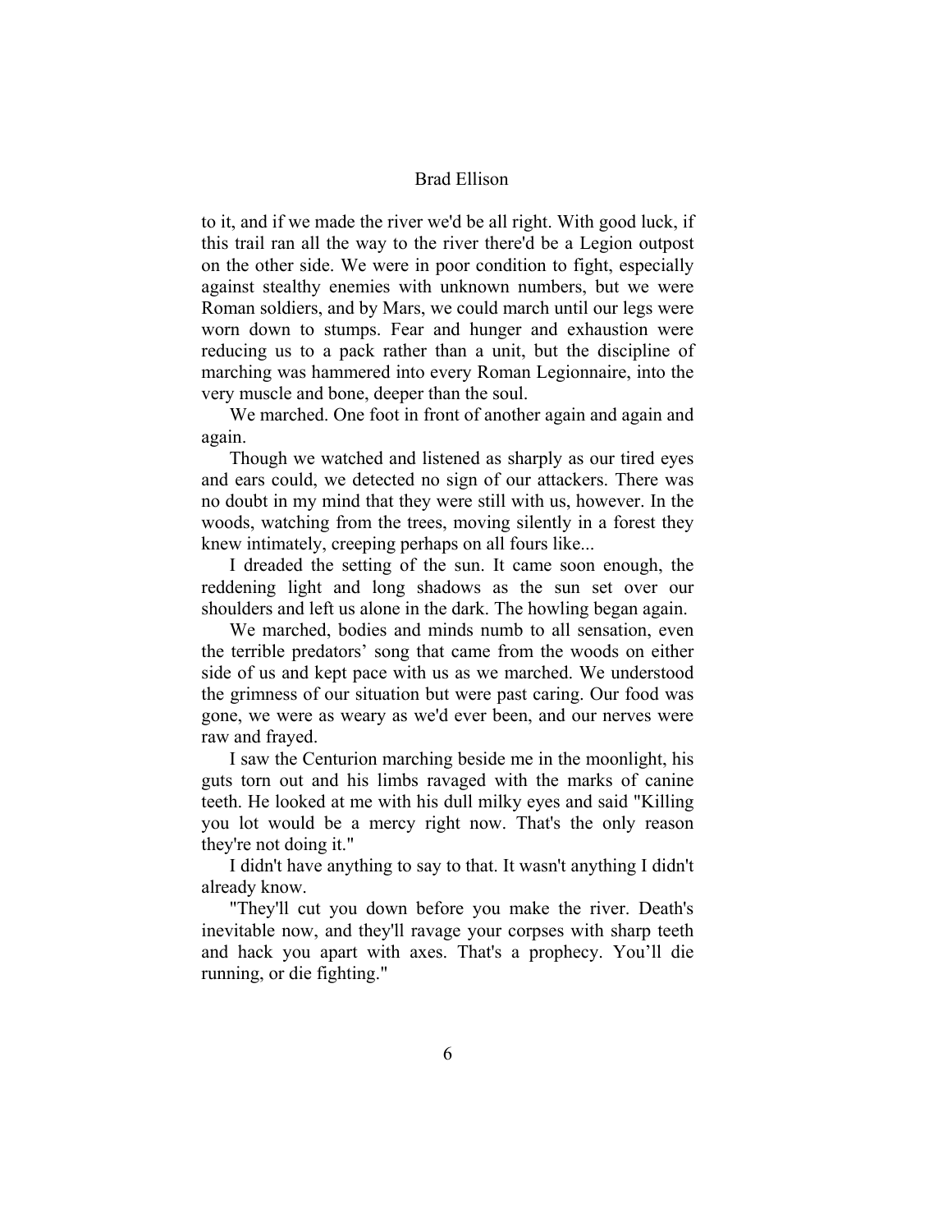to it, and if we made the river we'd be all right. With good luck, if this trail ran all the way to the river there'd be a Legion outpost on the other side. We were in poor condition to fight, especially against stealthy enemies with unknown numbers, but we were Roman soldiers, and by Mars, we could march until our legs were worn down to stumps. Fear and hunger and exhaustion were reducing us to a pack rather than a unit, but the discipline of marching was hammered into every Roman Legionnaire, into the very muscle and bone, deeper than the soul.

We marched. One foot in front of another again and again and again.

Though we watched and listened as sharply as our tired eyes and ears could, we detected no sign of our attackers. There was no doubt in my mind that they were still with us, however. In the woods, watching from the trees, moving silently in a forest they knew intimately, creeping perhaps on all fours like...

I dreaded the setting of the sun. It came soon enough, the reddening light and long shadows as the sun set over our shoulders and left us alone in the dark. The howling began again.

We marched, bodies and minds numb to all sensation, even the terrible predators' song that came from the woods on either side of us and kept pace with us as we marched. We understood the grimness of our situation but were past caring. Our food was gone, we were as weary as we'd ever been, and our nerves were raw and frayed.

I saw the Centurion marching beside me in the moonlight, his guts torn out and his limbs ravaged with the marks of canine teeth. He looked at me with his dull milky eyes and said "Killing you lot would be a mercy right now. That's the only reason they're not doing it."

I didn't have anything to say to that. It wasn't anything I didn't already know.

"They'll cut you down before you make the river. Death's inevitable now, and they'll ravage your corpses with sharp teeth and hack you apart with axes. That's a prophecy. You'll die running, or die fighting."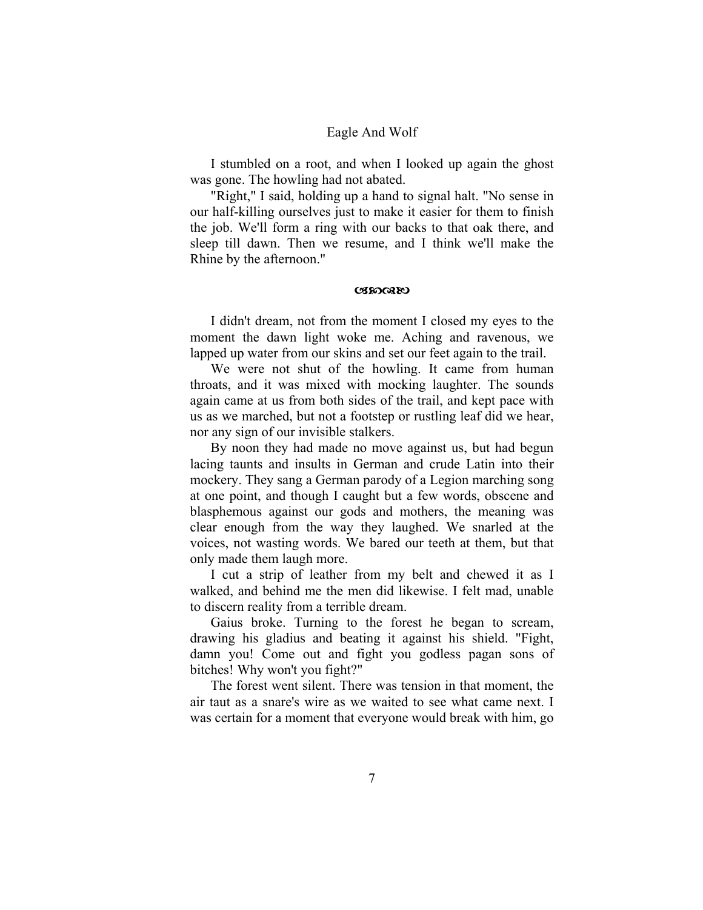I stumbled on a root, and when I looked up again the ghost was gone. The howling had not abated.

"Right," I said, holding up a hand to signal halt. "No sense in our half-killing ourselves just to make it easier for them to finish the job. We'll form a ring with our backs to that oak there, and sleep till dawn. Then we resume, and I think we'll make the Rhine by the afternoon."

ଓଃଓ

I didn't dream, not from the moment I closed my eyes to the moment the dawn light woke me. Aching and ravenous, we lapped up water from our skins and set our feet again to the trail.

We were not shut of the howling. It came from human throats, and it was mixed with mocking laughter. The sounds again came at us from both sides of the trail, and kept pace with us as we marched, but not a footstep or rustling leaf did we hear, nor any sign of our invisible stalkers.

By noon they had made no move against us, but had begun lacing taunts and insults in German and crude Latin into their mockery. They sang a German parody of a Legion marching song at one point, and though I caught but a few words, obscene and blasphemous against our gods and mothers, the meaning was clear enough from the way they laughed. We snarled at the voices, not wasting words. We bared our teeth at them, but that only made them laugh more.

I cut a strip of leather from my belt and chewed it as I walked, and behind me the men did likewise. I felt mad, unable to discern reality from a terrible dream.

Gaius broke. Turning to the forest he began to scream, drawing his gladius and beating it against his shield. "Fight, damn you! Come out and fight you godless pagan sons of bitches! Why won't you fight?"

The forest went silent. There was tension in that moment, the air taut as a snare's wire as we waited to see what came next. I was certain for a moment that everyone would break with him, go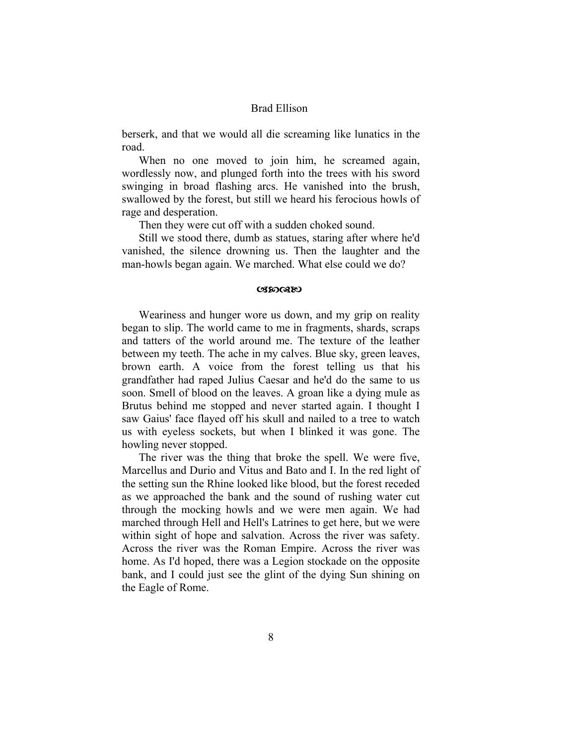berserk, and that we would all die screaming like lunatics in the road.

When no one moved to join him, he screamed again, wordlessly now, and plunged forth into the trees with his sword swinging in broad flashing arcs. He vanished into the brush, swallowed by the forest, but still we heard his ferocious howls of rage and desperation.

Then they were cut off with a sudden choked sound.

Still we stood there, dumb as statues, staring after where he'd vanished, the silence drowning us. Then the laughter and the man-howls began again. We marched. What else could we do?

☙❧

Weariness and hunger wore us down, and my grip on reality began to slip. The world came to me in fragments, shards, scraps and tatters of the world around me. The texture of the leather between my teeth. The ache in my calves. Blue sky, green leaves, brown earth. A voice from the forest telling us that his grandfather had raped Julius Caesar and he'd do the same to us soon. Smell of blood on the leaves. A groan like a dying mule as Brutus behind me stopped and never started again. I thought I saw Gaius' face flayed off his skull and nailed to a tree to watch us with eyeless sockets, but when I blinked it was gone. The howling never stopped.

The river was the thing that broke the spell. We were five, Marcellus and Durio and Vitus and Bato and I. In the red light of the setting sun the Rhine looked like blood, but the forest receded as we approached the bank and the sound of rushing water cut through the mocking howls and we were men again. We had marched through Hell and Hell's Latrines to get here, but we were within sight of hope and salvation. Across the river was safety. Across the river was the Roman Empire. Across the river was home. As I'd hoped, there was a Legion stockade on the opposite bank, and I could just see the glint of the dying Sun shining on the Eagle of Rome.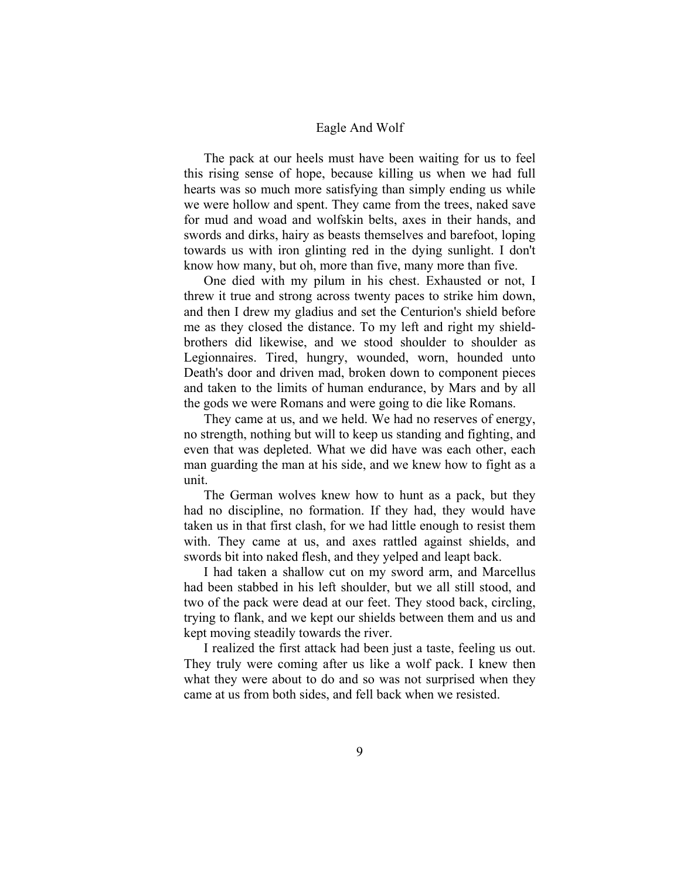The pack at our heels must have been waiting for us to feel this rising sense of hope, because killing us when we had full hearts was so much more satisfying than simply ending us while we were hollow and spent. They came from the trees, naked save for mud and woad and wolfskin belts, axes in their hands, and swords and dirks, hairy as beasts themselves and barefoot, loping towards us with iron glinting red in the dying sunlight. I don't know how many, but oh, more than five, many more than five.

One died with my pilum in his chest. Exhausted or not, I threw it true and strong across twenty paces to strike him down, and then I drew my gladius and set the Centurion's shield before me as they closed the distance. To my left and right my shield-brothers did likewise, and we stood shoulder to shoulder as Legionnaires. Tired, hungry, wounded, worn, hounded unto Death's door and driven mad, broken down to component pieces and taken to the limits of human endurance, by Mars and by all the gods we were Romans and were going to die like Romans.

They came at us, and we held. We had no reserves of energy, no strength, nothing but will to keep us standing and fighting, and even that was depleted. What we did have was each other, each man guarding the man at his side, and we knew how to fight as a unit.

The German wolves knew how to hunt as a pack, but they had no discipline, no formation. If they had, they would have taken us in that first clash, for we had little enough to resist them with. They came at us, and axes rattled against shields, and swords bit into naked flesh, and they yelped and leapt back.

I had taken a shallow cut on my sword arm, and Marcellus had been stabbed in his left shoulder, but we all still stood, and two of the pack were dead at our feet. They stood back, circling, trying to flank, and we kept our shields between them and us and kept moving steadily towards the river.

I realized the first attack had been just a taste, feeling us out. They truly were coming after us like a wolf pack. I knew then what they were about to do and so was not surprised when they came at us from both sides, and fell back when we resisted.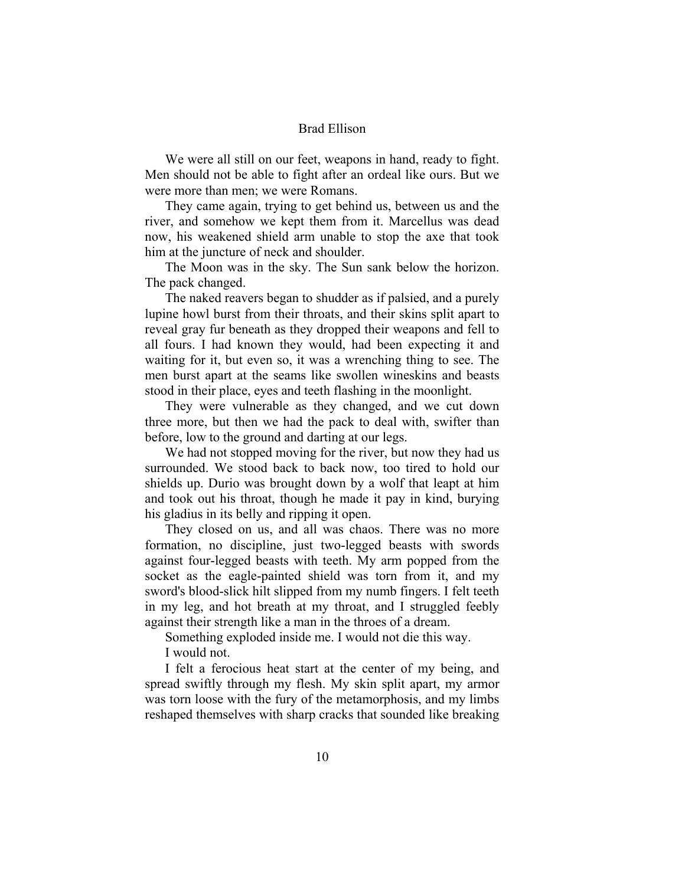We were all still on our feet, weapons in hand, ready to fight. Men should not be able to fight after an ordeal like ours. But we were more than men; we were Romans.

They came again, trying to get behind us, between us and the river, and somehow we kept them from it. Marcellus was dead now, his weakened shield arm unable to stop the axe that took him at the juncture of neck and shoulder.

The Moon was in the sky. The Sun sank below the horizon. The pack changed.

The naked reavers began to shudder as if palsied, and a purely lupine howl burst from their throats, and their skins split apart to reveal gray fur beneath as they dropped their weapons and fell to all fours. I had known they would, had been expecting it and waiting for it, but even so, it was a wrenching thing to see. The men burst apart at the seams like swollen wineskins and beasts stood in their place, eyes and teeth flashing in the moonlight.

They were vulnerable as they changed, and we cut down three more, but then we had the pack to deal with, swifter than before, low to the ground and darting at our legs.

We had not stopped moving for the river, but now they had us surrounded. We stood back to back now, too tired to hold our shields up. Durio was brought down by a wolf that leapt at him and took out his throat, though he made it pay in kind, burying his gladius in its belly and ripping it open.

They closed on us, and all was chaos. There was no more formation, no discipline, just two-legged beasts with swords against four-legged beasts with teeth. My arm popped from the socket as the eagle-painted shield was torn from it, and my sword's blood-slick hilt slipped from my numb fingers. I felt teeth in my leg, and hot breath at my throat, and I struggled feebly against their strength like a man in the throes of a dream.

Something exploded inside me. I would not die this way.

I would not.

I felt a ferocious heat start at the center of my being, and spread swiftly through my flesh. My skin split apart, my armor was torn loose with the fury of the metamorphosis, and my limbs reshaped themselves with sharp cracks that sounded like breaking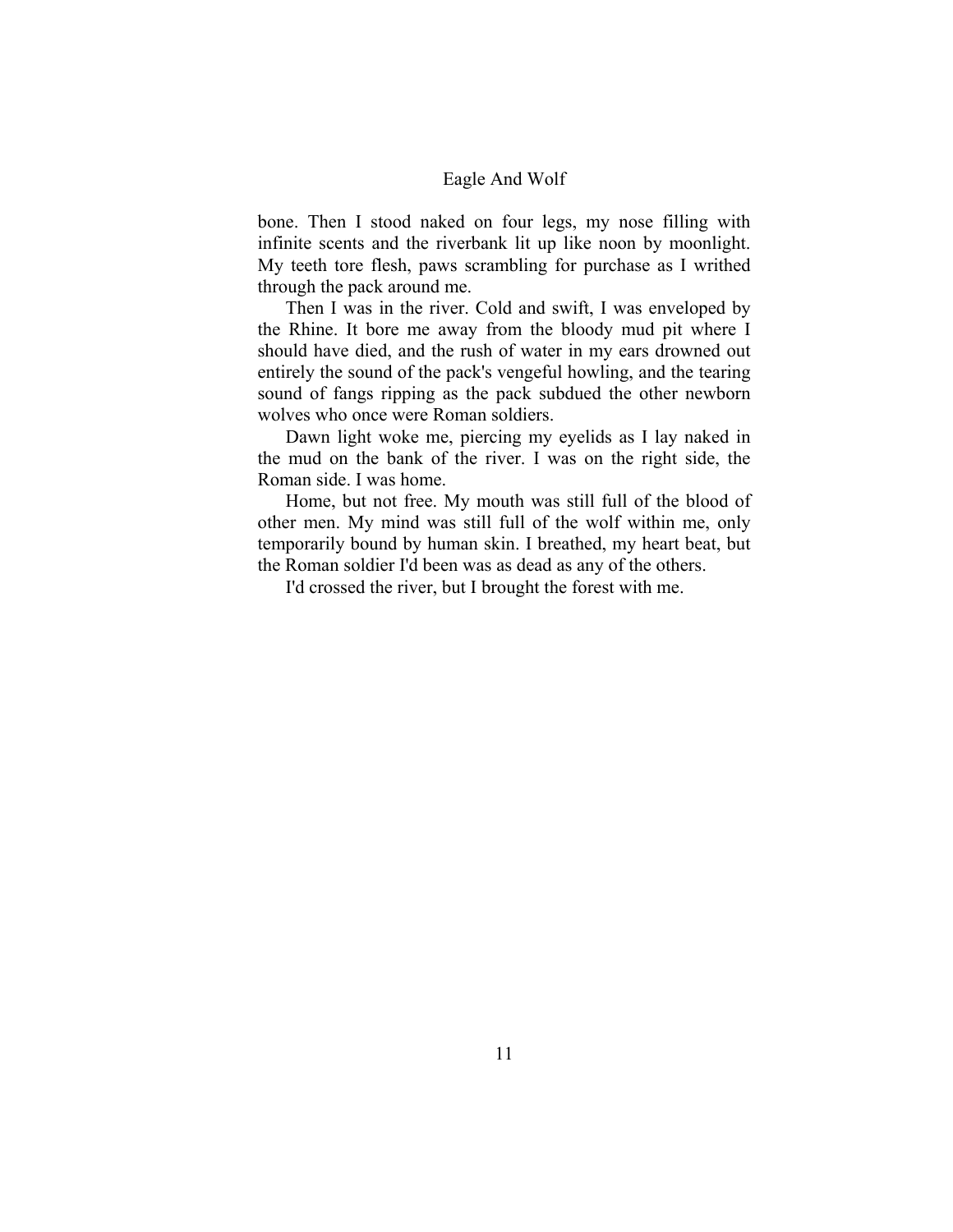bone. Then I stood naked on four legs, my nose filling with infinite scents and the riverbank lit up like noon by moonlight. My teeth tore flesh, paws scrambling for purchase as I writhed through the pack around me.

Then I was in the river. Cold and swift, I was enveloped by the Rhine. It bore me away from the bloody mud pit where I should have died, and the rush of water in my ears drowned out entirely the sound of the pack's vengeful howling, and the tearing sound of fangs ripping as the pack subdued the other newborn wolves who once were Roman soldiers.

Dawn light woke me, piercing my eyelids as I lay naked in the mud on the bank of the river. I was on the right side, the Roman side. I was home.

Home, but not free. My mouth was still full of the blood of other men. My mind was still full of the wolf within me, only temporarily bound by human skin. I breathed, my heart beat, but the Roman soldier I'd been was as dead as any of the others.

I'd crossed the river, but I brought the forest with me.